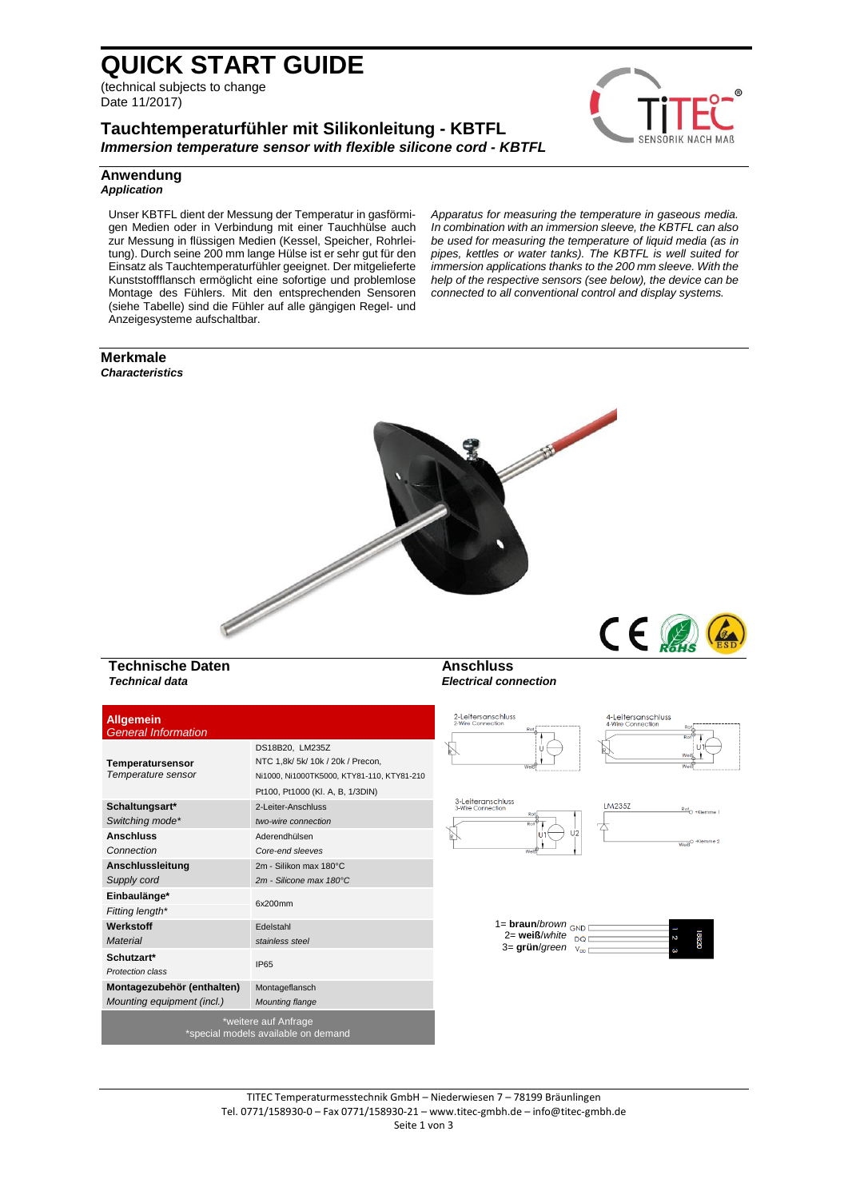# QUICK START GUIDE

(technical subjects to change
Date 11/2017)

## Tauchtemperaturfühler mit Silikonleitung - KBTFL

***Immersion temperature sensor with flexible silicone cord - KBTFL***

## Anwendung

***Application***

Unser KBTFL dient der Messung der Temperatur in gasförmigen Medien oder in Verbindung mit einer Tauchhülse auch zur Messung in flüssigen Medien (Kessel, Speicher, Rohrleitung). Durch seine 200 mm lange Hülse ist er sehr gut für den Einsatz als Tauchtemperaturfühler geeignet. Der mitgelieferte Kunststoffflansch ermöglicht eine sofortige und problemlose Montage des Fühlers. Mit den entsprechenden Sensoren (siehe Tabelle) sind die Fühler auf alle gängigen Regel- und Anzeigesysteme aufschaltbar.

*Apparatus for measuring the temperature in gaseous media. In combination with an immersion sleeve, the KBTFL can also be used for measuring the temperature of liquid media (as in pipes, kettles or water tanks). The KBTFL is well suited for immersion applications thanks to the 200 mm sleeve. With the help of the respective sensors (see below), the device can be connected to all conventional control and display systems.*

## Merkmale

***Characteristics***

## Technische Daten

***Technical data***

| **Allgemein** *General Information* | |
|---|---|
| **Temperatursensor** *Temperature sensor* | DS18B20, LM235Z<br>NTC 1,8k/ 5k/ 10k / 20k / Precon,<br>Ni1000, Ni1000TK5000, KTY81-110, KTY81-210<br>Pt100, Pt1000 (Kl. A, B, 1/3DIN) |
| **Schaltungsart*** *Switching mode** | 2-Leiter-Anschluss *two-wire connection* |
| **Anschluss** *Connection* | Aderendhülsen *Core-end sleeves* |
| **Anschlussleitung** *Supply cord* | 2m - Silikon max 180°C *2m - Silicone max 180°C* |
| **Einbaulänge*** *Fitting length** | 6x200mm |
| **Werkstoff** *Material* | Edelstahl *stainless steel* |
| **Schutzart*** *Protection class* | IP65 |
| **Montagezubehör (enthalten)** *Mounting equipment (incl.)* | Montageflansch *Mounting flange* |
| *weitere auf Anfrage<br>*special models available on demand | |

## Anschluss

***Electrical connection***

2-Leiteranschluss / 2-Wire Connection

4-Leiteranschluss / 4-Wire Connection

3-Leiteranschluss / 3-Wire Connection

LM235Z

1= **braun**/*brown* GND
2= **weiß**/*white* DQ
3= **grün**/*green* $V_{DD}$

TITEC Temperaturmesstechnik GmbH – Niederwiesen 7 – 78199 Bräunlingen
Tel. 0771/158930-0 – Fax 0771/158930-21 – www.titec-gmbh.de – info@titec-gmbh.de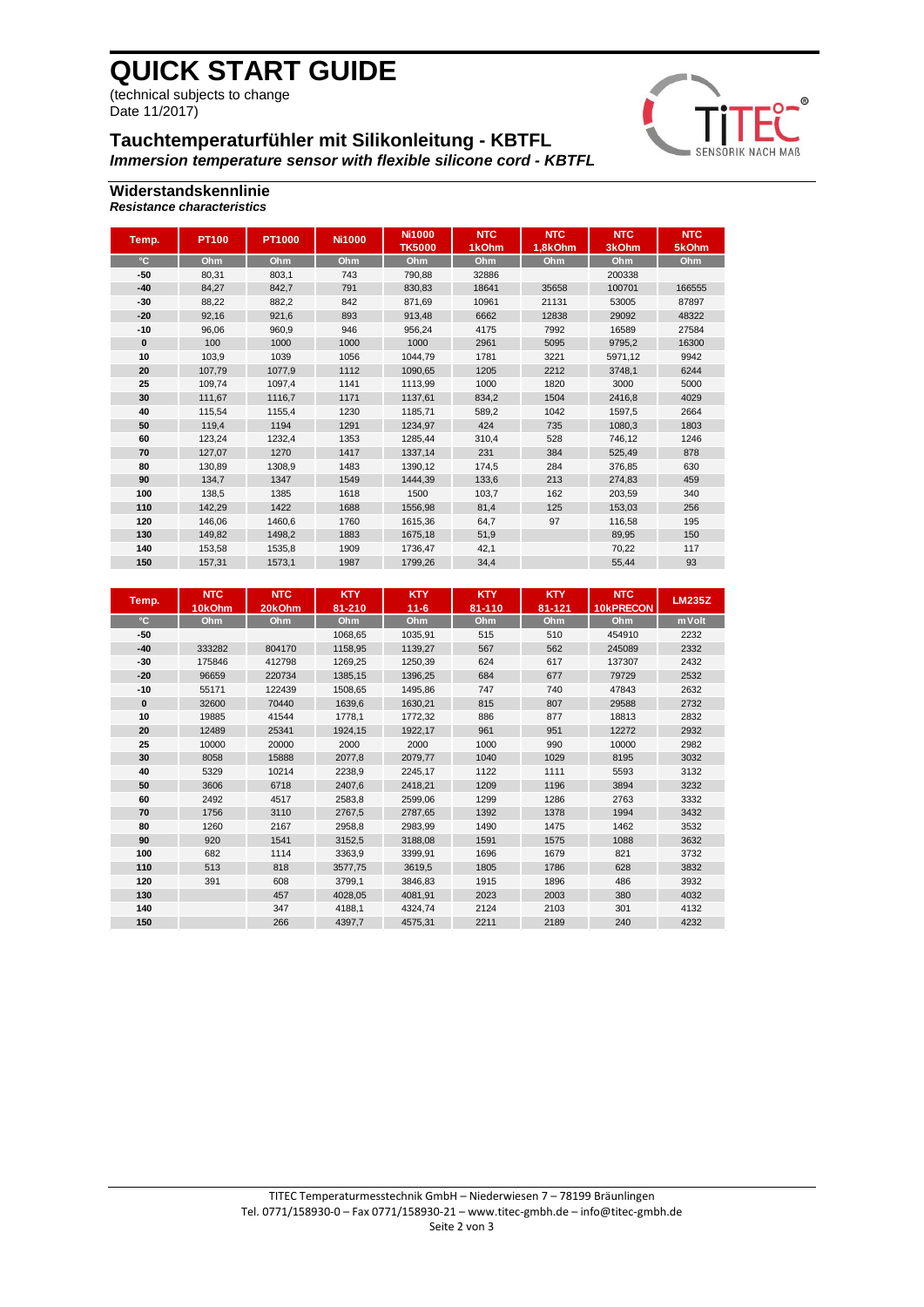# QUICK START GUIDE

(technical subjects to change
Date 11/2017)

## Tauchtemperaturfühler mit Silikonleitung - KBTFL

***Immersion temperature sensor with flexible silicone cord - KBTFL***

### Widerstandskennlinie

***Resistance characteristics***

| Temp. | PT100 | PT1000 | Ni1000 | Ni1000 TK5000 | NTC 1kOhm | NTC 1,8kOhm | NTC 3kOhm | NTC 5kOhm |
|---|---|---|---|---|---|---|---|---|
| °C | Ohm | Ohm | Ohm | Ohm | Ohm | Ohm | Ohm | Ohm |
| -50 | 80,31 | 803,1 | 743 | 790,88 | 32886 | | 200338 | |
| -40 | 84,27 | 842,7 | 791 | 830,83 | 18641 | 35658 | 100701 | 166555 |
| -30 | 88,22 | 882,2 | 842 | 871,69 | 10961 | 21131 | 53005 | 87897 |
| -20 | 92,16 | 921,6 | 893 | 913,48 | 6662 | 12838 | 29092 | 48322 |
| -10 | 96,06 | 960,9 | 946 | 956,24 | 4175 | 7992 | 16589 | 27584 |
| 0 | 100 | 1000 | 1000 | 1000 | 2961 | 5095 | 9795,2 | 16300 |
| 10 | 103,9 | 1039 | 1056 | 1044,79 | 1781 | 3221 | 5971,12 | 9942 |
| 20 | 107,79 | 1077,9 | 1112 | 1090,65 | 1205 | 2212 | 3748,1 | 6244 |
| 25 | 109,74 | 1097,4 | 1141 | 1113,99 | 1000 | 1820 | 3000 | 5000 |
| 30 | 111,67 | 1116,7 | 1171 | 1137,61 | 834,2 | 1504 | 2416,8 | 4029 |
| 40 | 115,54 | 1155,4 | 1230 | 1185,71 | 589,2 | 1042 | 1597,5 | 2664 |
| 50 | 119,4 | 1194 | 1291 | 1234,97 | 424 | 735 | 1080,3 | 1803 |
| 60 | 123,24 | 1232,4 | 1353 | 1285,44 | 310,4 | 528 | 746,12 | 1246 |
| 70 | 127,07 | 1270 | 1417 | 1337,14 | 231 | 384 | 525,49 | 878 |
| 80 | 130,89 | 1308,9 | 1483 | 1390,12 | 174,5 | 284 | 376,85 | 630 |
| 90 | 134,7 | 1347 | 1549 | 1444,39 | 133,6 | 213 | 274,83 | 459 |
| 100 | 138,5 | 1385 | 1618 | 1500 | 103,7 | 162 | 203,59 | 340 |
| 110 | 142,29 | 1422 | 1688 | 1556,98 | 81,4 | 125 | 153,03 | 256 |
| 120 | 146,06 | 1460,6 | 1760 | 1615,36 | 64,7 | 97 | 116,58 | 195 |
| 130 | 149,82 | 1498,2 | 1883 | 1675,18 | 51,9 | | 89,95 | 150 |
| 140 | 153,58 | 1535,8 | 1909 | 1736,47 | 42,1 | | 70,22 | 117 |
| 150 | 157,31 | 1573,1 | 1987 | 1799,26 | 34,4 | | 55,44 | 93 |

| Temp. | NTC 10kOhm | NTC 20kOhm | KTY 81-210 | KTY 11-6 | KTY 81-110 | KTY 81-121 | NTC 10kPRECON | LM235Z |
|---|---|---|---|---|---|---|---|---|
| °C | Ohm | Ohm | Ohm | Ohm | Ohm | Ohm | Ohm | mVolt |
| -50 | | | 1068,65 | 1035,91 | 515 | 510 | 454910 | 2232 |
| -40 | 333282 | 804170 | 1158,95 | 1139,27 | 567 | 562 | 245089 | 2332 |
| -30 | 175846 | 412798 | 1269,25 | 1250,39 | 624 | 617 | 137307 | 2432 |
| -20 | 96659 | 220734 | 1385,15 | 1396,25 | 684 | 677 | 79729 | 2532 |
| -10 | 55171 | 122439 | 1508,65 | 1495,86 | 747 | 740 | 47843 | 2632 |
| 0 | 32600 | 70440 | 1639,6 | 1630,21 | 815 | 807 | 29588 | 2732 |
| 10 | 19885 | 41544 | 1778,1 | 1772,32 | 886 | 877 | 18813 | 2832 |
| 20 | 12489 | 25341 | 1924,15 | 1922,17 | 961 | 951 | 12272 | 2932 |
| 25 | 10000 | 20000 | 2000 | 2000 | 1000 | 990 | 10000 | 2982 |
| 30 | 8058 | 15888 | 2077,8 | 2079,77 | 1040 | 1029 | 8195 | 3032 |
| 40 | 5329 | 10214 | 2238,9 | 2245,17 | 1122 | 1111 | 5593 | 3132 |
| 50 | 3606 | 6718 | 2407,6 | 2418,21 | 1209 | 1196 | 3894 | 3232 |
| 60 | 2492 | 4517 | 2583,8 | 2599,06 | 1299 | 1286 | 2763 | 3332 |
| 70 | 1756 | 3110 | 2767,5 | 2787,65 | 1392 | 1378 | 1994 | 3432 |
| 80 | 1260 | 2167 | 2958,8 | 2983,99 | 1490 | 1475 | 1462 | 3532 |
| 90 | 920 | 1541 | 3152,5 | 3188,08 | 1591 | 1575 | 1088 | 3632 |
| 100 | 682 | 1114 | 3363,9 | 3399,91 | 1696 | 1679 | 821 | 3732 |
| 110 | 513 | 818 | 3577,75 | 3619,5 | 1805 | 1786 | 628 | 3832 |
| 120 | 391 | 608 | 3799,1 | 3846,83 | 1915 | 1896 | 486 | 3932 |
| 130 | | 457 | 4028,05 | 4081,91 | 2023 | 2003 | 380 | 4032 |
| 140 | | 347 | 4188,1 | 4324,74 | 2124 | 2103 | 301 | 4132 |
| 150 | | 266 | 4397,7 | 4575,31 | 2211 | 2189 | 240 | 4232 |

TITEC Temperaturmesstechnik GmbH – Niederwiesen 7 – 78199 Bräunlingen
Tel. 0771/158930-0 – Fax 0771/158930-21 – www.titec-gmbh.de – info@titec-gmbh.de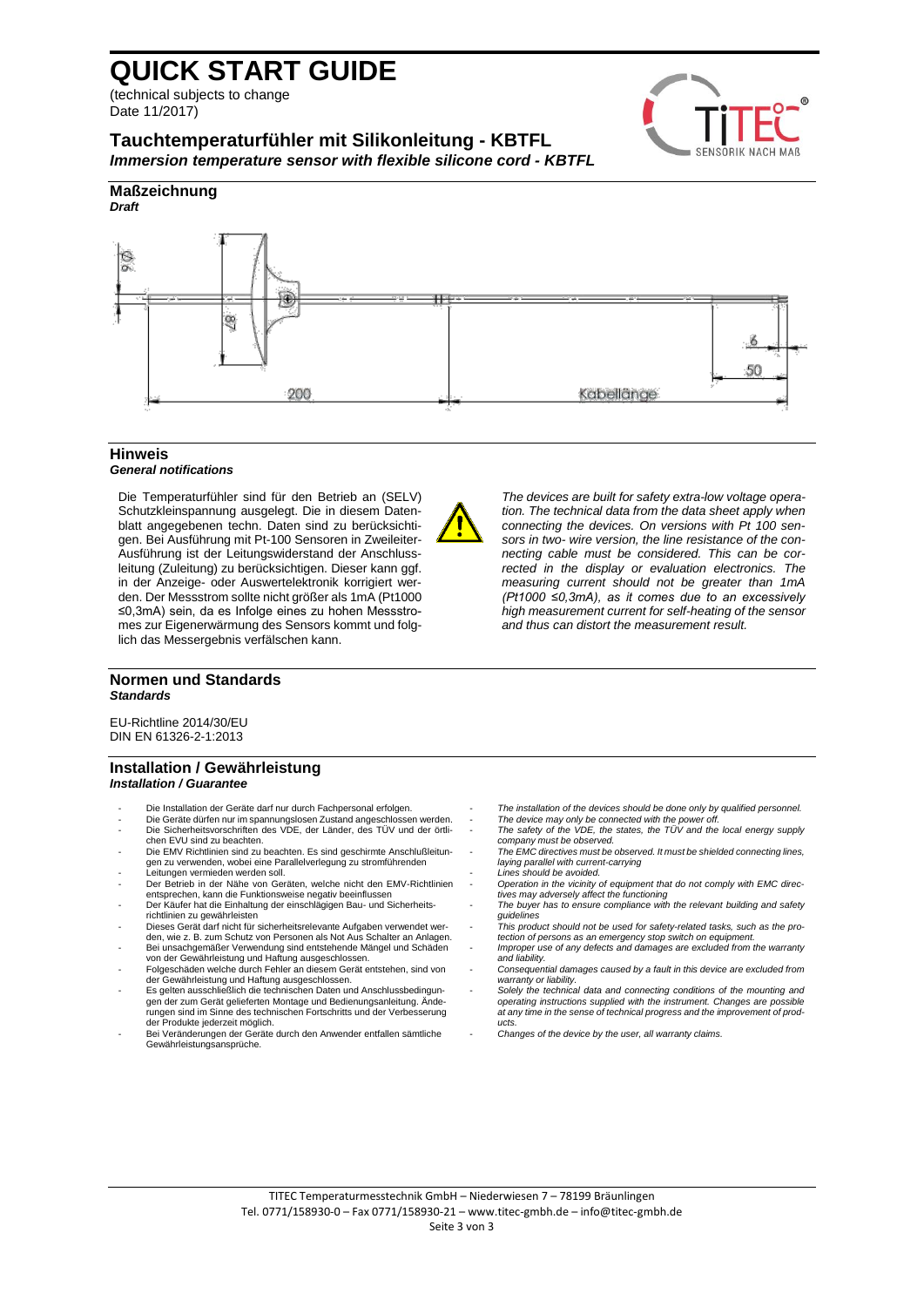# QUICK START GUIDE

(technical subjects to change
Date 11/2017)

## Tauchtemperaturfühler mit Silikonleitung - KBTFL

***Immersion temperature sensor with flexible silicone cord - KBTFL***

### Maßzeichnung

***Draft***

Ø6
Ø8
200
Kabellänge
6
50

### Hinweis

***General notifications***

Die Temperaturfühler sind für den Betrieb an (SELV) Schutzkleinspannung ausgelegt. Die in diesem Datenblatt angegebenen techn. Daten sind zu berücksichtigen. Bei Ausführung mit Pt-100 Sensoren in Zweileiter-Ausführung ist der Leitungswiderstand der Anschlussleitung (Zuleitung) zu berücksichtigen. Dieser kann ggf. in der Anzeige- oder Auswertelektronik korrigiert werden. Der Messstrom sollte nicht größer als 1mA (Pt1000 ≤0,3mA) sein, da es Infolge eines zu hohen Messstromes zur Eigenerwärmung des Sensors kommt und folglich das Messergebnis verfälschen kann.

*The devices are built for safety extra-low voltage operation. The technical data from the data sheet apply when connecting the devices. On versions with Pt 100 sensors in two- wire version, the line resistance of the connecting cable must be considered. This can be corrected in the display or evaluation electronics. The measuring current should not be greater than 1mA (Pt1000 ≤0,3mA), as it comes due to an excessively high measurement current for self-heating of the sensor and thus can distort the measurement result.*

### Normen und Standards

***Standards***

EU-Richtline 2014/30/EU
DIN EN 61326-2-1:2013

### Installation / Gewährleistung

***Installation / Guarantee***

- Die Installation der Geräte darf nur durch Fachpersonal erfolgen.
- Die Geräte dürfen nur im spannungslosen Zustand angeschlossen werden.
- Die Sicherheitsvorschriften des VDE, der Länder, des TÜV und der örtlichen EVU sind zu beachten.
- Die EMV Richtlinien sind zu beachten. Es sind geschirmte Anschlußleitungen zu verwenden, wobei eine Parallelverlegung zu stromführenden Leitungen vermieden werden soll.
- Der Betrieb in der Nähe von Geräten, welche nicht den EMV-Richtlinien entsprechen, kann die Funktionsweise negativ beeinflussen
- Der Käufer hat die Einhaltung der einschlägigen Bau- und Sicherheitsrichtlinien zu gewährleisten
- Dieses Gerät darf nicht für sicherheitsrelevante Aufgaben verwendet werden, wie z. B. zum Schutz von Personen als Not Aus Schalter an Anlagen.
- Bei unsachgemäßer Verwendung sind entstehende Mängel und Schäden von der Gewährleistung und Haftung ausgeschlossen.
- Folgeschäden welche durch Fehler an diesem Gerät entstehen, sind von der Gewährleistung und Haftung ausgeschlossen.
- Es gelten ausschließlich die technischen Daten und Anschlussbedingungen der zum Gerät gelieferten Montage und Bedienungsanleitung. Änderungen sind im Sinne des technischen Fortschritts und der Verbesserung der Produkte jederzeit möglich.
- Bei Veränderungen der Geräte durch den Anwender entfallen sämtliche Gewährleistungsansprüche.

- *The installation of the devices should be done only by qualified personnel.*
- *The device may only be connected with the power off.*
- *The safety of the VDE, the states, the TÜV and the local energy supply company must be observed.*
- *The EMC directives must be observed. It must be shielded connecting lines, laying parallel with current-carrying Lines should be avoided.*
- *Operation in the vicinity of equipment that do not comply with EMC directives may adversely affect the functioning*
- *The buyer has to ensure compliance with the relevant building and safety guidelines*
- *This product should not be used for safety-related tasks, such as the protection of persons as an emergency stop switch on equipment.*
- *Improper use of any defects and damages are excluded from the warranty and liability.*
- *Consequential damages caused by a fault in this device are excluded from warranty or liability.*
- *Solely the technical data and connecting conditions of the mounting and operating instructions supplied with the instrument. Changes are possible at any time in the sense of technical progress and the improvement of products.*
- *Changes of the device by the user, all warranty claims.*

TITEC Temperaturmesstechnik GmbH – Niederwiesen 7 – 78199 Bräunlingen
Tel. 0771/158930-0 – Fax 0771/158930-21 – www.titec-gmbh.de – info@titec-gmbh.de